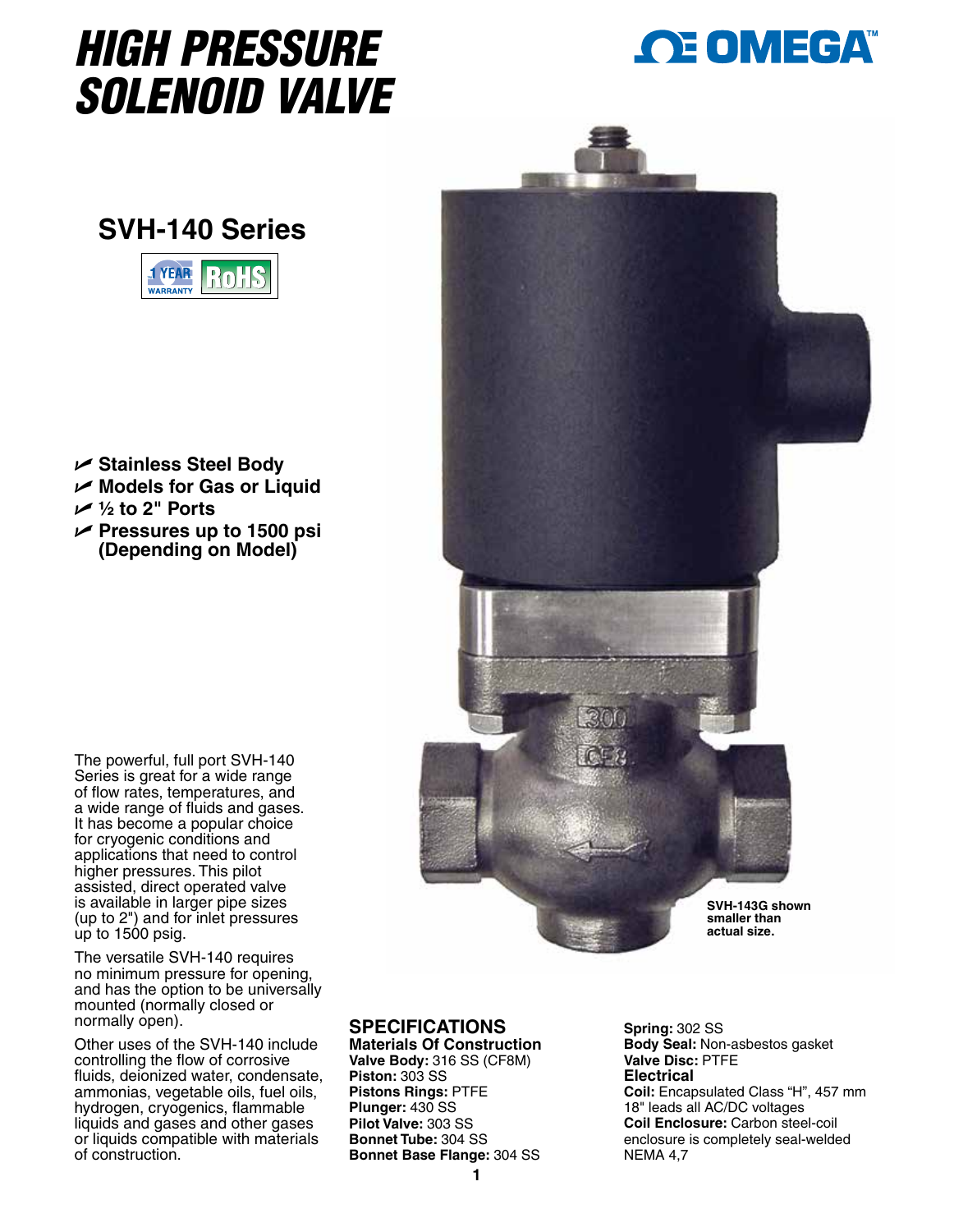# HIGH PRESSURE SOLENOID VALVE

## SVH-140 Series

- Stainless Steel Body
- Models for Gas or Liquid
- ½ to 2" Ports
- Pressures up to 1500 psi (Depending on Model)

The powerful, full port SVH-140 Series is great for a wide range of flow rates, temperatures, and a wide range of fluids and gases. It has become a popular choice for cryogenic conditions and applications that need to control higher pressures. This pilot assisted, direct operated valve is available in larger pipe sizes (up to 2") and for inlet pressures up to 1500 psig.

The versatile SVH-140 requires no minimum pressure for opening, and has the option to be universally mounted (normally closed or normally open).

Other uses of the SVH-140 include controlling the flow of corrosive fluids, deionized water, condensate, ammonias, vegetable oils, fuel oils, hydrogen, cryogenics, flammable liquids and gases and other gases or liquids compatible with materials of construction.

**SVH-143G shown smaller than actual size.**

## SPECIFICATIONS

### Materials Of Construction

**Valve Body:** 316 SS (CF8M)
**Piston:** 303 SS
**Pistons Rings:** PTFE
**Plunger:** 430 SS
**Pilot Valve:** 303 SS
**Bonnet Tube:** 304 SS
**Bonnet Base Flange:** 304 SS
**Spring:** 302 SS
**Body Seal:** Non-asbestos gasket
**Valve Disc:** PTFE

### Electrical

**Coil:** Encapsulated Class "H", 457 mm 18" leads all AC/DC voltages
**Coil Enclosure:** Carbon steel-coil enclosure is completely seal-welded NEMA 4,7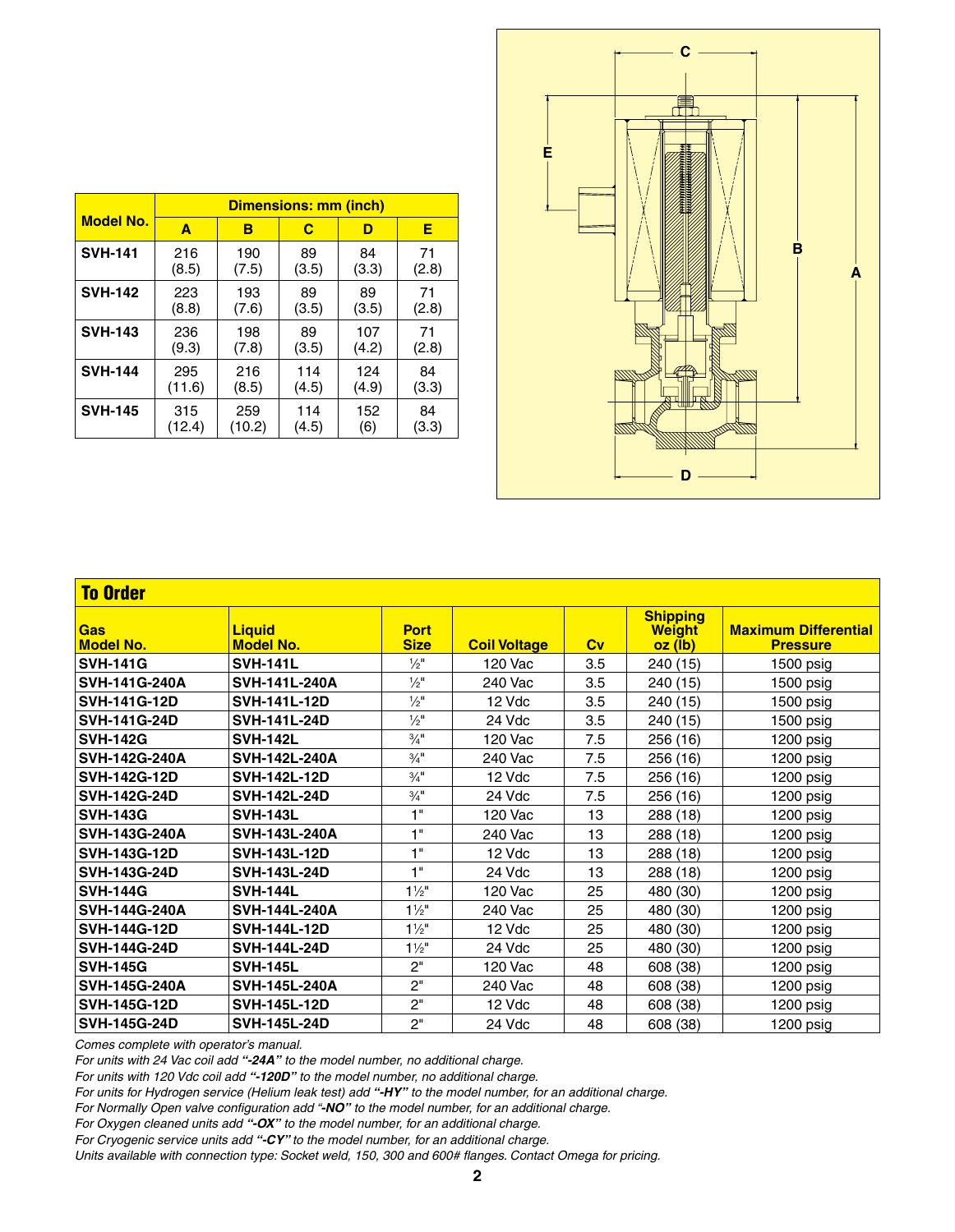| Model No. | Dimensions: mm (inch) | | | | |
|---|---|---|---|---|---|
| | A | B | C | D | E |
| SVH-141 | 216 (8.5) | 190 (7.5) | 89 (3.5) | 84 (3.3) | 71 (2.8) |
| SVH-142 | 223 (8.8) | 193 (7.6) | 89 (3.5) | 89 (3.5) | 71 (2.8) |
| SVH-143 | 236 (9.3) | 198 (7.8) | 89 (3.5) | 107 (4.2) | 71 (2.8) |
| SVH-144 | 295 (11.6) | 216 (8.5) | 114 (4.5) | 124 (4.9) | 84 (3.3) |
| SVH-145 | 315 (12.4) | 259 (10.2) | 114 (4.5) | 152 (6) | 84 (3.3) |

C

E

B

A

D

## To Order

| Gas Model No. | Liquid Model No. | Port Size | Coil Voltage | Cv | Shipping Weight oz (lb) | Maximum Differential Pressure |
|---|---|---|---|---|---|---|
| **SVH-141G** | **SVH-141L** | ½" | 120 Vac | 3.5 | 240 (15) | 1500 psig |
| **SVH-141G-240A** | **SVH-141L-240A** | ½" | 240 Vac | 3.5 | 240 (15) | 1500 psig |
| **SVH-141G-12D** | **SVH-141L-12D** | ½" | 12 Vdc | 3.5 | 240 (15) | 1500 psig |
| **SVH-141G-24D** | **SVH-141L-24D** | ½" | 24 Vdc | 3.5 | 240 (15) | 1500 psig |
| **SVH-142G** | **SVH-142L** | ¾" | 120 Vac | 7.5 | 256 (16) | 1200 psig |
| **SVH-142G-240A** | **SVH-142L-240A** | ¾" | 240 Vac | 7.5 | 256 (16) | 1200 psig |
| **SVH-142G-12D** | **SVH-142L-12D** | ¾" | 12 Vdc | 7.5 | 256 (16) | 1200 psig |
| **SVH-142G-24D** | **SVH-142L-24D** | ¾" | 24 Vdc | 7.5 | 256 (16) | 1200 psig |
| **SVH-143G** | **SVH-143L** | 1" | 120 Vac | 13 | 288 (18) | 1200 psig |
| **SVH-143G-240A** | **SVH-143L-240A** | 1" | 240 Vac | 13 | 288 (18) | 1200 psig |
| **SVH-143G-12D** | **SVH-143L-12D** | 1" | 12 Vdc | 13 | 288 (18) | 1200 psig |
| **SVH-143G-24D** | **SVH-143L-24D** | 1" | 24 Vdc | 13 | 288 (18) | 1200 psig |
| **SVH-144G** | **SVH-144L** | 1½" | 120 Vac | 25 | 480 (30) | 1200 psig |
| **SVH-144G-240A** | **SVH-144L-240A** | 1½" | 240 Vac | 25 | 480 (30) | 1200 psig |
| **SVH-144G-12D** | **SVH-144L-12D** | 1½" | 12 Vdc | 25 | 480 (30) | 1200 psig |
| **SVH-144G-24D** | **SVH-144L-24D** | 1½" | 24 Vdc | 25 | 480 (30) | 1200 psig |
| **SVH-145G** | **SVH-145L** | 2" | 120 Vac | 48 | 608 (38) | 1200 psig |
| **SVH-145G-240A** | **SVH-145L-240A** | 2" | 240 Vac | 48 | 608 (38) | 1200 psig |
| **SVH-145G-12D** | **SVH-145L-12D** | 2" | 12 Vdc | 48 | 608 (38) | 1200 psig |
| **SVH-145G-24D** | **SVH-145L-24D** | 2" | 24 Vdc | 48 | 608 (38) | 1200 psig |

*Comes complete with operator's manual.*
*For units with 24 Vac coil add **"-24A"** to the model number, no additional charge.*
*For units with 120 Vdc coil add **"-120D"** to the model number, no additional charge.*
*For units for Hydrogen service (Helium leak test) add **"-HY"** to the model number, for an additional charge.*
*For Normally Open valve configuration add **"-NO"** to the model number, for an additional charge.*
*For Oxygen cleaned units add **"-OX"** to the model number, for an additional charge.*
*For Cryogenic service units add **"-CY"** to the model number, for an additional charge.*
*Units available with connection type: Socket weld, 150, 300 and 600# flanges. Contact Omega for pricing.*